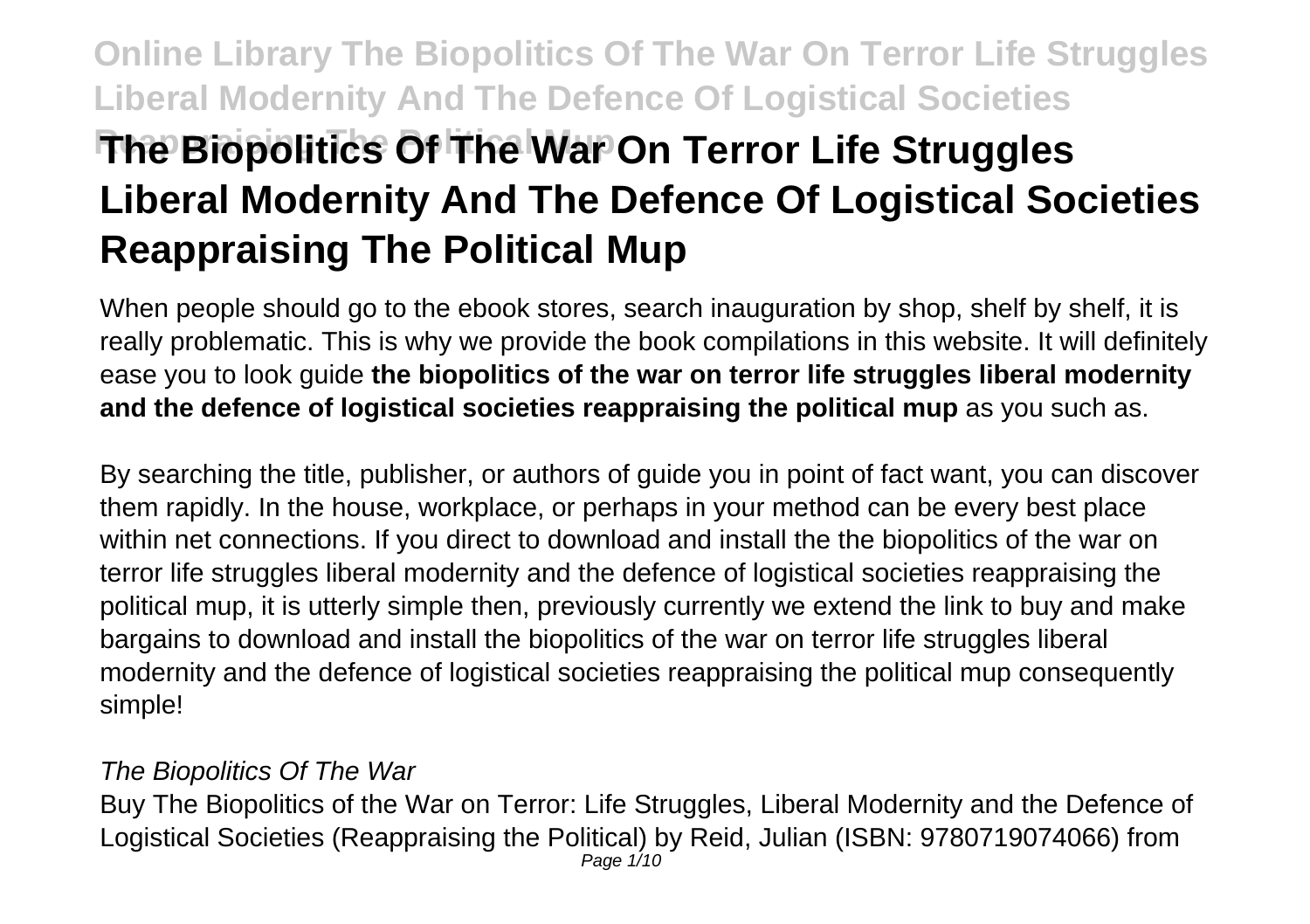# The Biopolitics Of The War On Terror Life Struggles Liberal Modernity And The Defence Of Logistical Societies Reappraising The Political Mup

When people should go to the ebook stores, search inauguration by shop, shelf by shelf, it is really problematic. This is why we provide the book compilations in this website. It will definitely ease you to look guide **the biopolitics of the war on terror life struggles liberal modernity and the defence of logistical societies reappraising the political mup** as you such as.

By searching the title, publisher, or authors of guide you in point of fact want, you can discover them rapidly. In the house, workplace, or perhaps in your method can be every best place within net connections. If you direct to download and install the the biopolitics of the war on terror life struggles liberal modernity and the defence of logistical societies reappraising the political mup, it is utterly simple then, previously currently we extend the link to buy and make bargains to download and install the biopolitics of the war on terror life struggles liberal modernity and the defence of logistical societies reappraising the political mup consequently simple!

### *The Biopolitics Of The War*

Buy The Biopolitics of the War on Terror: Life Struggles, Liberal Modernity and the Defence of Logistical Societies (Reappraising the Political) by Reid, Julian (ISBN: 9780719074066) from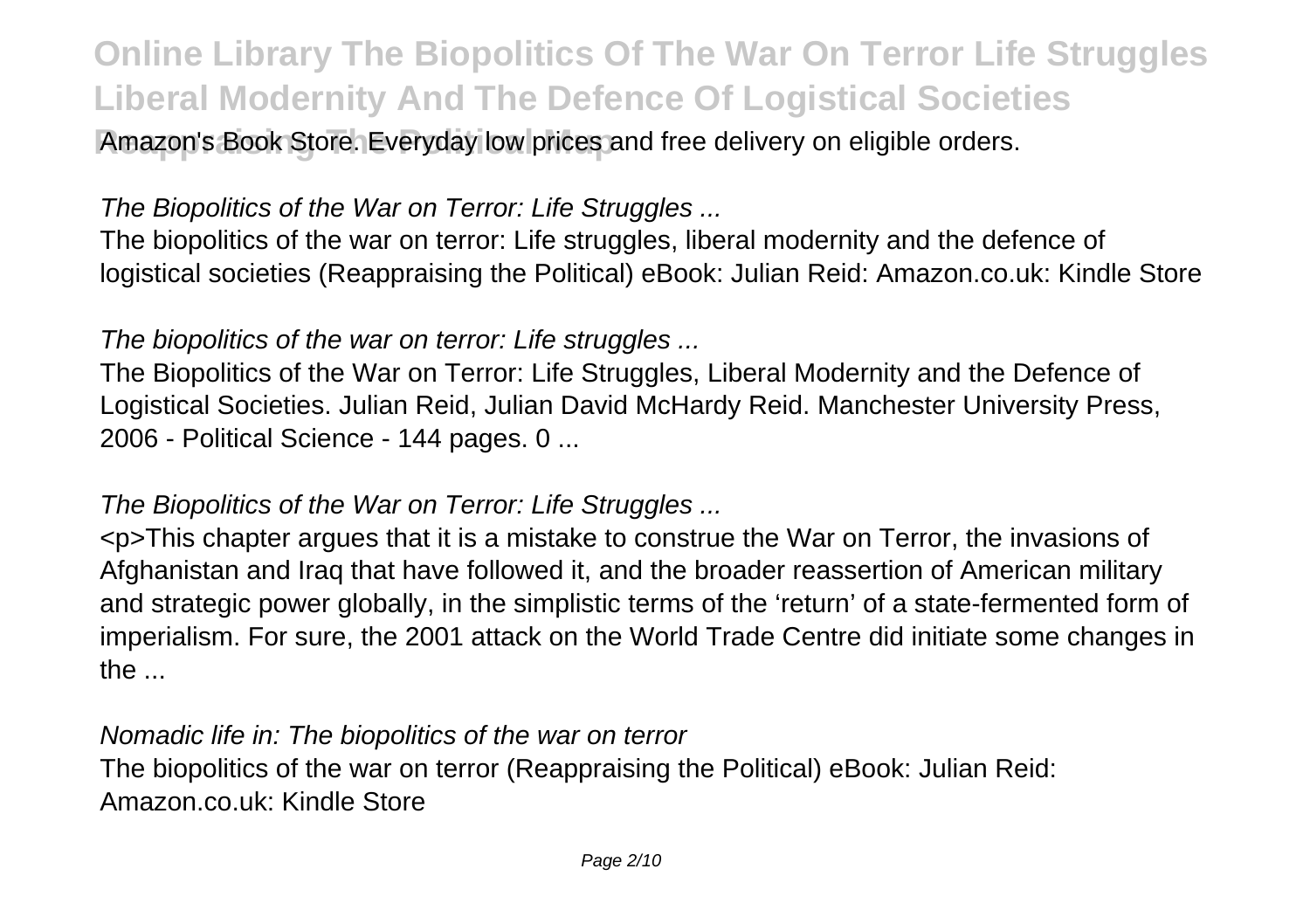Amazon's Book Store. Everyday low prices and free delivery on eligible orders.

*The Biopolitics of the War on Terror: Life Struggles ...*

The biopolitics of the war on terror: Life struggles, liberal modernity and the defence of logistical societies (Reappraising the Political) eBook: Julian Reid: Amazon.co.uk: Kindle Store

*The biopolitics of the war on terror: Life struggles ...*

The Biopolitics of the War on Terror: Life Struggles, Liberal Modernity and the Defence of Logistical Societies. Julian Reid, Julian David McHardy Reid. Manchester University Press, 2006 - Political Science - 144 pages. 0 ...

*The Biopolitics of the War on Terror: Life Struggles ...*

<p>This chapter argues that it is a mistake to construe the War on Terror, the invasions of Afghanistan and Iraq that have followed it, and the broader reassertion of American military and strategic power globally, in the simplistic terms of the 'return' of a state-fermented form of imperialism. For sure, the 2001 attack on the World Trade Centre did initiate some changes in the ...

*Nomadic life in: The biopolitics of the war on terror*

The biopolitics of the war on terror (Reappraising the Political) eBook: Julian Reid: Amazon.co.uk: Kindle Store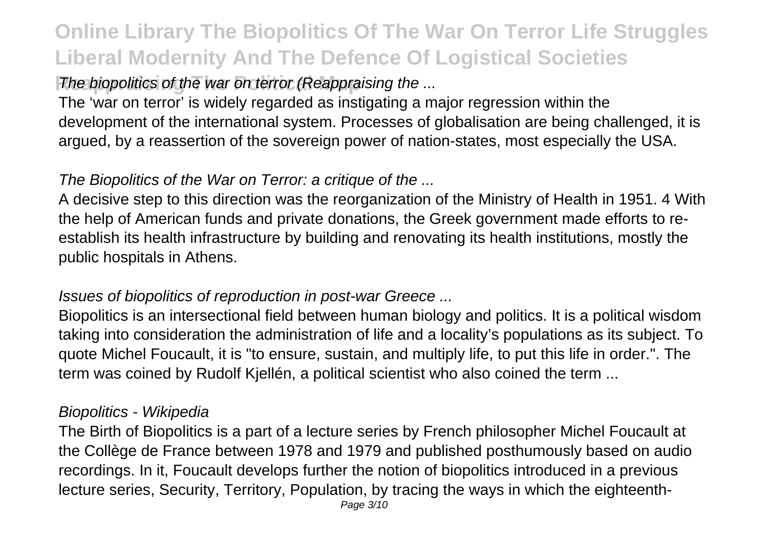*The biopolitics of the war on terror (Reappraising the ...*

The 'war on terror' is widely regarded as instigating a major regression within the development of the international system. Processes of globalisation are being challenged, it is argued, by a reassertion of the sovereign power of nation-states, most especially the USA.

*The Biopolitics of the War on Terror: a critique of the ...*

A decisive step to this direction was the reorganization of the Ministry of Health in 1951. 4 With the help of American funds and private donations, the Greek government made efforts to re-establish its health infrastructure by building and renovating its health institutions, mostly the public hospitals in Athens.

*Issues of biopolitics of reproduction in post-war Greece ...*

Biopolitics is an intersectional field between human biology and politics. It is a political wisdom taking into consideration the administration of life and a locality's populations as its subject. To quote Michel Foucault, it is "to ensure, sustain, and multiply life, to put this life in order.". The term was coined by Rudolf Kjellén, a political scientist who also coined the term ...

*Biopolitics - Wikipedia*

The Birth of Biopolitics is a part of a lecture series by French philosopher Michel Foucault at the Collège de France between 1978 and 1979 and published posthumously based on audio recordings. In it, Foucault develops further the notion of biopolitics introduced in a previous lecture series, Security, Territory, Population, by tracing the ways in which the eighteenth-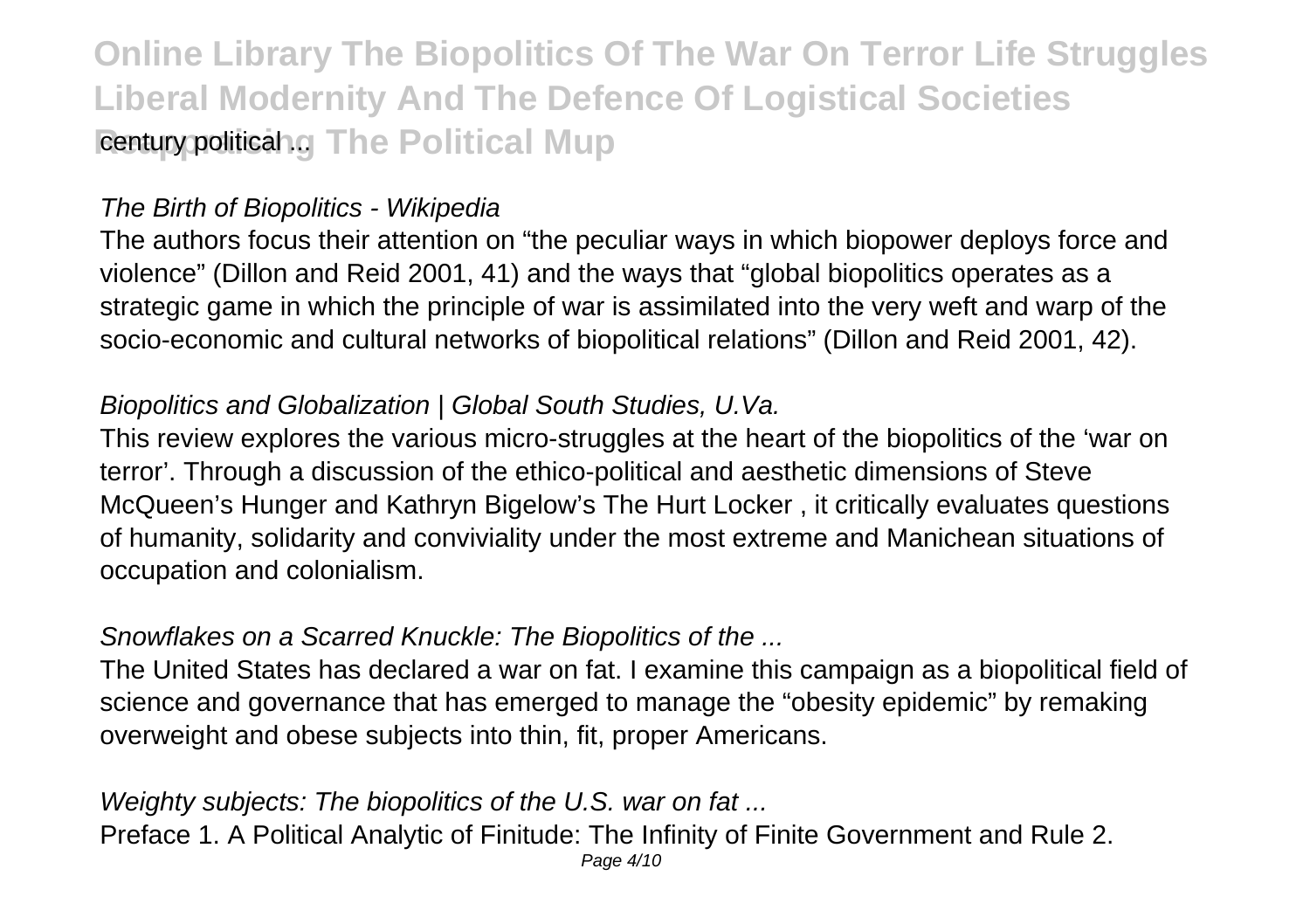century political ...

*The Birth of Biopolitics - Wikipedia*

The authors focus their attention on "the peculiar ways in which biopower deploys force and violence" (Dillon and Reid 2001, 41) and the ways that "global biopolitics operates as a strategic game in which the principle of war is assimilated into the very weft and warp of the socio-economic and cultural networks of biopolitical relations" (Dillon and Reid 2001, 42).

*Biopolitics and Globalization | Global South Studies, U.Va.*

This review explores the various micro-struggles at the heart of the biopolitics of the 'war on terror'. Through a discussion of the ethico-political and aesthetic dimensions of Steve McQueen's Hunger and Kathryn Bigelow's The Hurt Locker , it critically evaluates questions of humanity, solidarity and conviviality under the most extreme and Manichean situations of occupation and colonialism.

*Snowflakes on a Scarred Knuckle: The Biopolitics of the ...*

The United States has declared a war on fat. I examine this campaign as a biopolitical field of science and governance that has emerged to manage the "obesity epidemic" by remaking overweight and obese subjects into thin, fit, proper Americans.

*Weighty subjects: The biopolitics of the U.S. war on fat ...*

Preface 1. A Political Analytic of Finitude: The Infinity of Finite Government and Rule 2.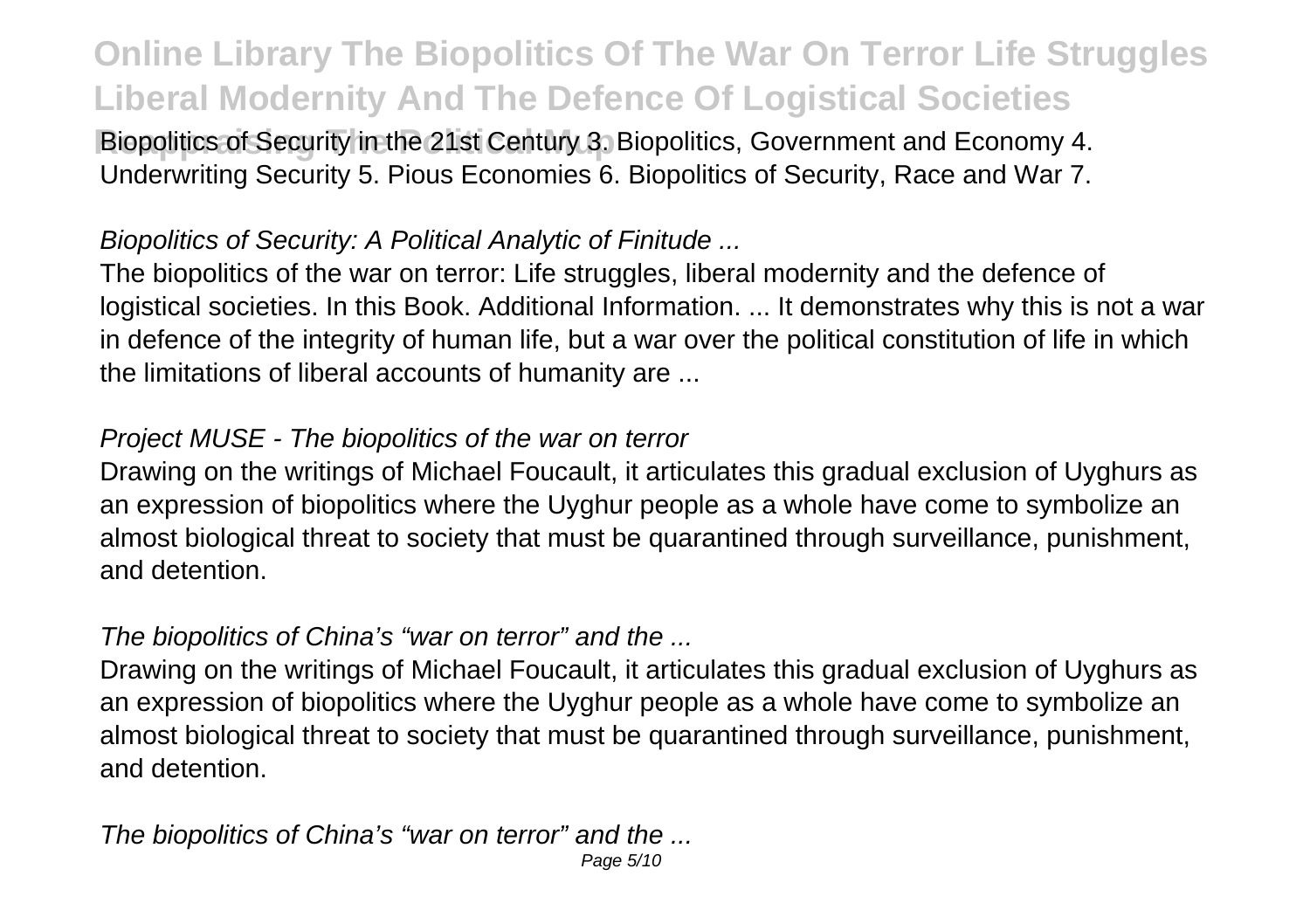Biopolitics of Security in the 21st Century 3. Biopolitics, Government and Economy 4. Underwriting Security 5. Pious Economies 6. Biopolitics of Security, Race and War 7.

*Biopolitics of Security: A Political Analytic of Finitude ...*

The biopolitics of the war on terror: Life struggles, liberal modernity and the defence of logistical societies. In this Book. Additional Information. ... It demonstrates why this is not a war in defence of the integrity of human life, but a war over the political constitution of life in which the limitations of liberal accounts of humanity are ...

*Project MUSE - The biopolitics of the war on terror*

Drawing on the writings of Michael Foucault, it articulates this gradual exclusion of Uyghurs as an expression of biopolitics where the Uyghur people as a whole have come to symbolize an almost biological threat to society that must be quarantined through surveillance, punishment, and detention.

*The biopolitics of China's "war on terror" and the ...*

Drawing on the writings of Michael Foucault, it articulates this gradual exclusion of Uyghurs as an expression of biopolitics where the Uyghur people as a whole have come to symbolize an almost biological threat to society that must be quarantined through surveillance, punishment, and detention.

*The biopolitics of China's "war on terror" and the ...*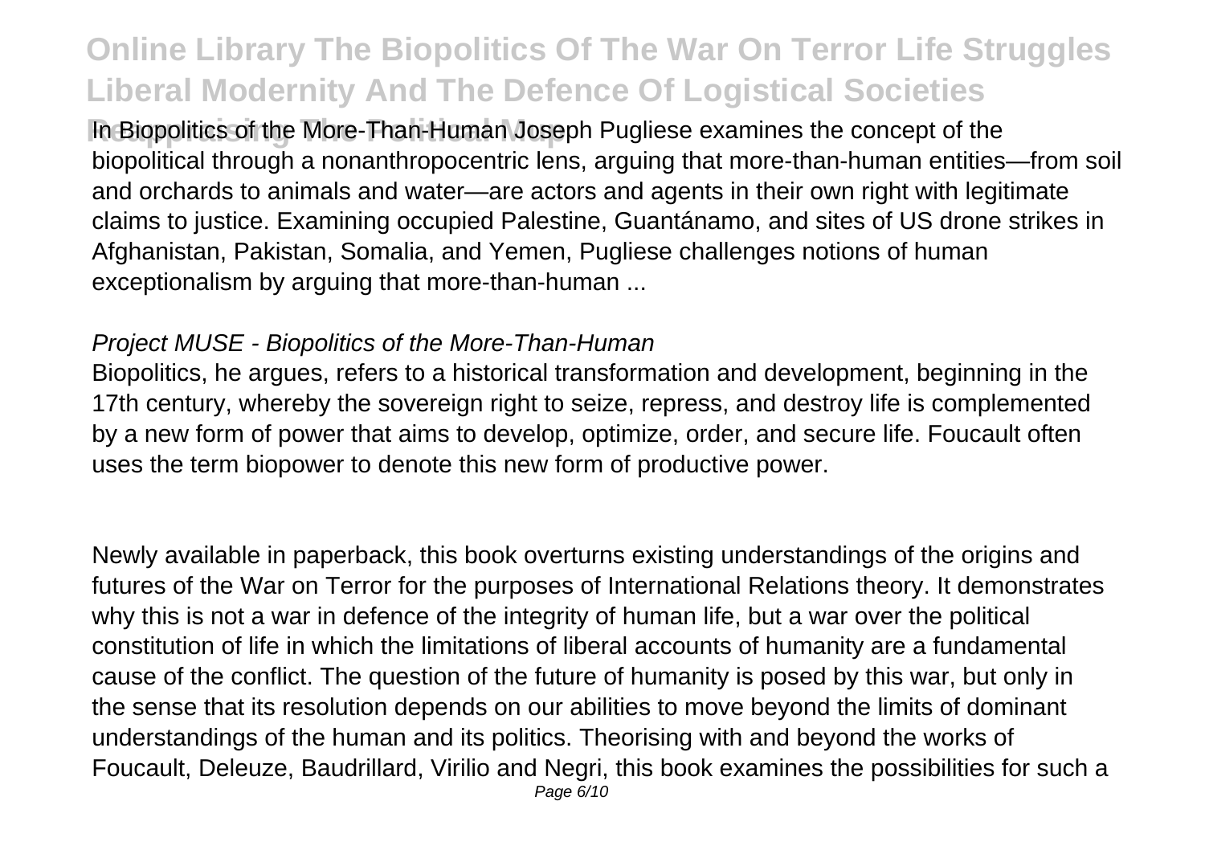In Biopolitics of the More-Than-Human Joseph Pugliese examines the concept of the biopolitical through a nonanthropocentric lens, arguing that more-than-human entities—from soil and orchards to animals and water—are actors and agents in their own right with legitimate claims to justice. Examining occupied Palestine, Guantánamo, and sites of US drone strikes in Afghanistan, Pakistan, Somalia, and Yemen, Pugliese challenges notions of human exceptionalism by arguing that more-than-human ...

### *Project MUSE - Biopolitics of the More-Than-Human*

Biopolitics, he argues, refers to a historical transformation and development, beginning in the 17th century, whereby the sovereign right to seize, repress, and destroy life is complemented by a new form of power that aims to develop, optimize, order, and secure life. Foucault often uses the term biopower to denote this new form of productive power.

Newly available in paperback, this book overturns existing understandings of the origins and futures of the War on Terror for the purposes of International Relations theory. It demonstrates why this is not a war in defence of the integrity of human life, but a war over the political constitution of life in which the limitations of liberal accounts of humanity are a fundamental cause of the conflict. The question of the future of humanity is posed by this war, but only in the sense that its resolution depends on our abilities to move beyond the limits of dominant understandings of the human and its politics. Theorising with and beyond the works of Foucault, Deleuze, Baudrillard, Virilio and Negri, this book examines the possibilities for such a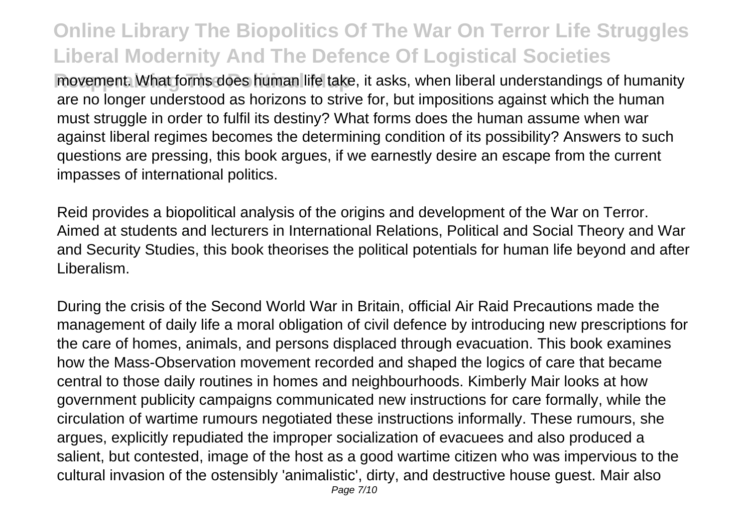movement. What forms does human life take, it asks, when liberal understandings of humanity are no longer understood as horizons to strive for, but impositions against which the human must struggle in order to fulfil its destiny? What forms does the human assume when war against liberal regimes becomes the determining condition of its possibility? Answers to such questions are pressing, this book argues, if we earnestly desire an escape from the current impasses of international politics.

Reid provides a biopolitical analysis of the origins and development of the War on Terror. Aimed at students and lecturers in International Relations, Political and Social Theory and War and Security Studies, this book theorises the political potentials for human life beyond and after Liberalism.

During the crisis of the Second World War in Britain, official Air Raid Precautions made the management of daily life a moral obligation of civil defence by introducing new prescriptions for the care of homes, animals, and persons displaced through evacuation. This book examines how the Mass-Observation movement recorded and shaped the logics of care that became central to those daily routines in homes and neighbourhoods. Kimberly Mair looks at how government publicity campaigns communicated new instructions for care formally, while the circulation of wartime rumours negotiated these instructions informally. These rumours, she argues, explicitly repudiated the improper socialization of evacuees and also produced a salient, but contested, image of the host as a good wartime citizen who was impervious to the cultural invasion of the ostensibly 'animalistic', dirty, and destructive house guest. Mair also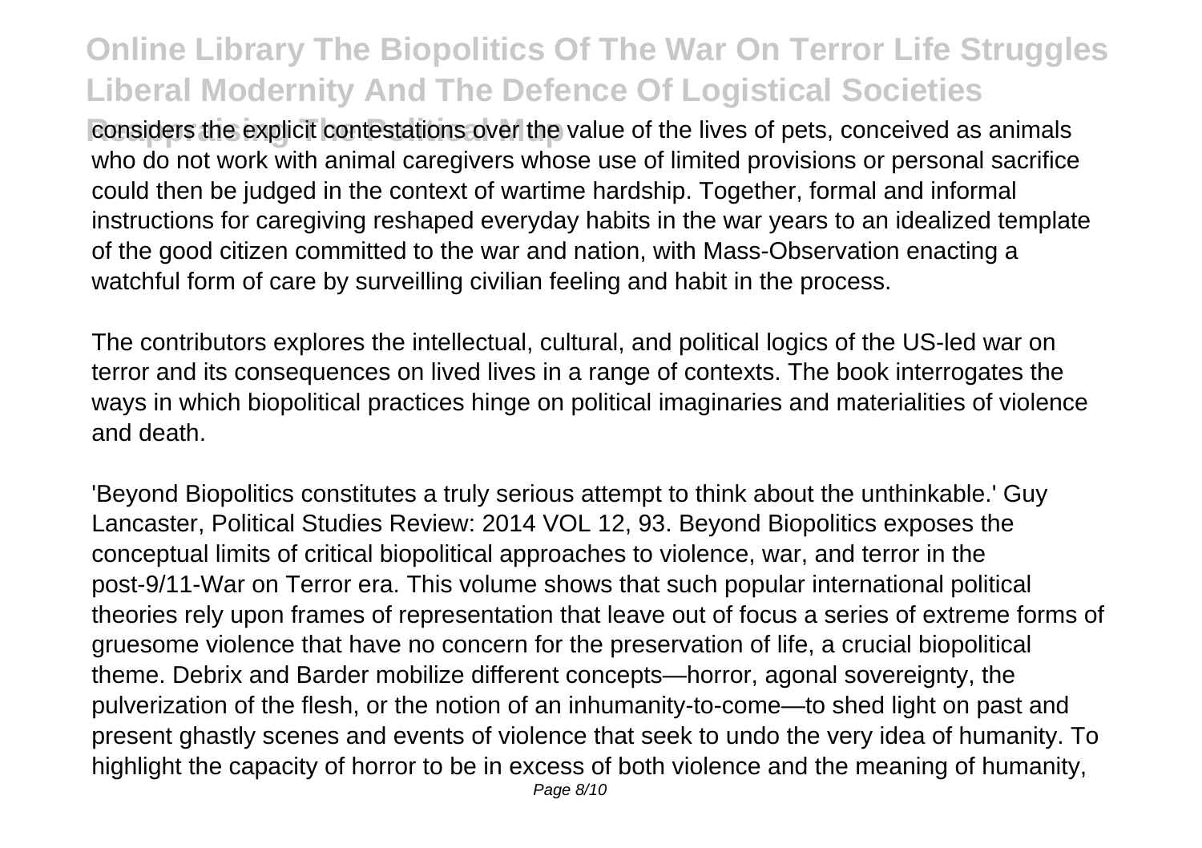considers the explicit contestations over the value of the lives of pets, conceived as animals who do not work with animal caregivers whose use of limited provisions or personal sacrifice could then be judged in the context of wartime hardship. Together, formal and informal instructions for caregiving reshaped everyday habits in the war years to an idealized template of the good citizen committed to the war and nation, with Mass-Observation enacting a watchful form of care by surveilling civilian feeling and habit in the process.

The contributors explores the intellectual, cultural, and political logics of the US-led war on terror and its consequences on lived lives in a range of contexts. The book interrogates the ways in which biopolitical practices hinge on political imaginaries and materialities of violence and death.

'Beyond Biopolitics constitutes a truly serious attempt to think about the unthinkable.' Guy Lancaster, Political Studies Review: 2014 VOL 12, 93. Beyond Biopolitics exposes the conceptual limits of critical biopolitical approaches to violence, war, and terror in the post-9/11-War on Terror era. This volume shows that such popular international political theories rely upon frames of representation that leave out of focus a series of extreme forms of gruesome violence that have no concern for the preservation of life, a crucial biopolitical theme. Debrix and Barder mobilize different concepts—horror, agonal sovereignty, the pulverization of the flesh, or the notion of an inhumanity-to-come—to shed light on past and present ghastly scenes and events of violence that seek to undo the very idea of humanity. To highlight the capacity of horror to be in excess of both violence and the meaning of humanity,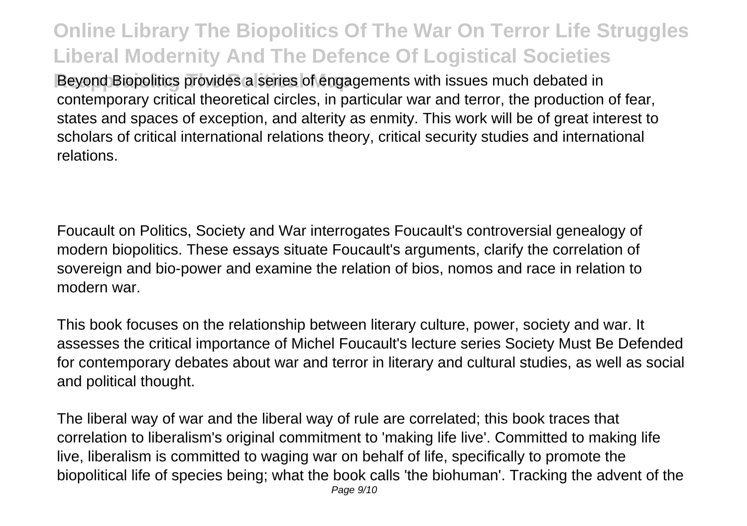Beyond Biopolitics provides a series of engagements with issues much debated in contemporary critical theoretical circles, in particular war and terror, the production of fear, states and spaces of exception, and alterity as enmity. This work will be of great interest to scholars of critical international relations theory, critical security studies and international relations.

Foucault on Politics, Society and War interrogates Foucault's controversial genealogy of modern biopolitics. These essays situate Foucault's arguments, clarify the correlation of sovereign and bio-power and examine the relation of bios, nomos and race in relation to modern war.

This book focuses on the relationship between literary culture, power, society and war. It assesses the critical importance of Michel Foucault's lecture series Society Must Be Defended for contemporary debates about war and terror in literary and cultural studies, as well as social and political thought.

The liberal way of war and the liberal way of rule are correlated; this book traces that correlation to liberalism's original commitment to 'making life live'. Committed to making life live, liberalism is committed to waging war on behalf of life, specifically to promote the biopolitical life of species being; what the book calls 'the biohuman'. Tracking the advent of the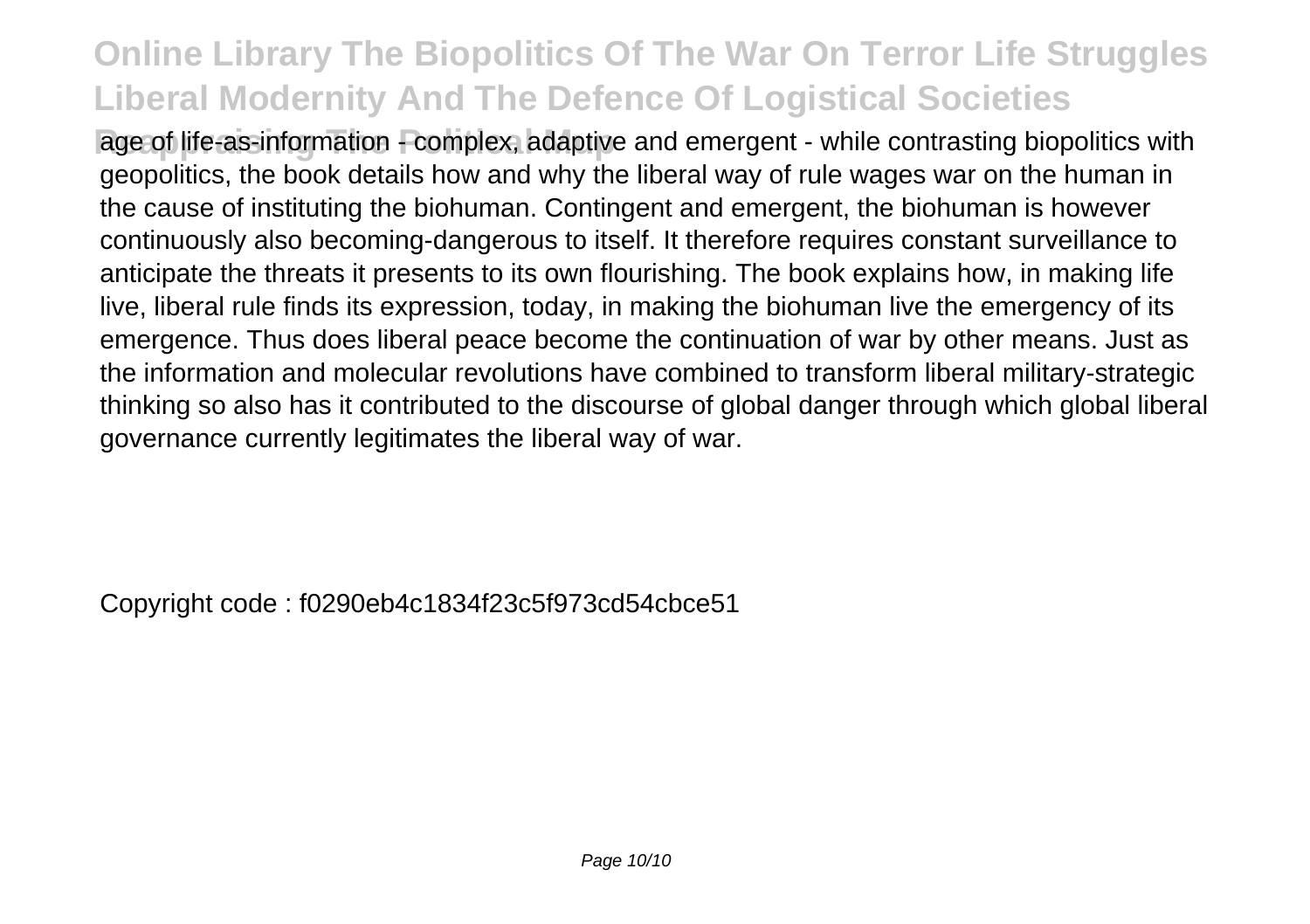age of life-as-information - complex, adaptive and emergent - while contrasting biopolitics with geopolitics, the book details how and why the liberal way of rule wages war on the human in the cause of instituting the biohuman. Contingent and emergent, the biohuman is however continuously also becoming-dangerous to itself. It therefore requires constant surveillance to anticipate the threats it presents to its own flourishing. The book explains how, in making life live, liberal rule finds its expression, today, in making the biohuman live the emergency of its emergence. Thus does liberal peace become the continuation of war by other means. Just as the information and molecular revolutions have combined to transform liberal military-strategic thinking so also has it contributed to the discourse of global danger through which global liberal governance currently legitimates the liberal way of war.

Copyright code : f0290eb4c1834f23c5f973cd54cbce51